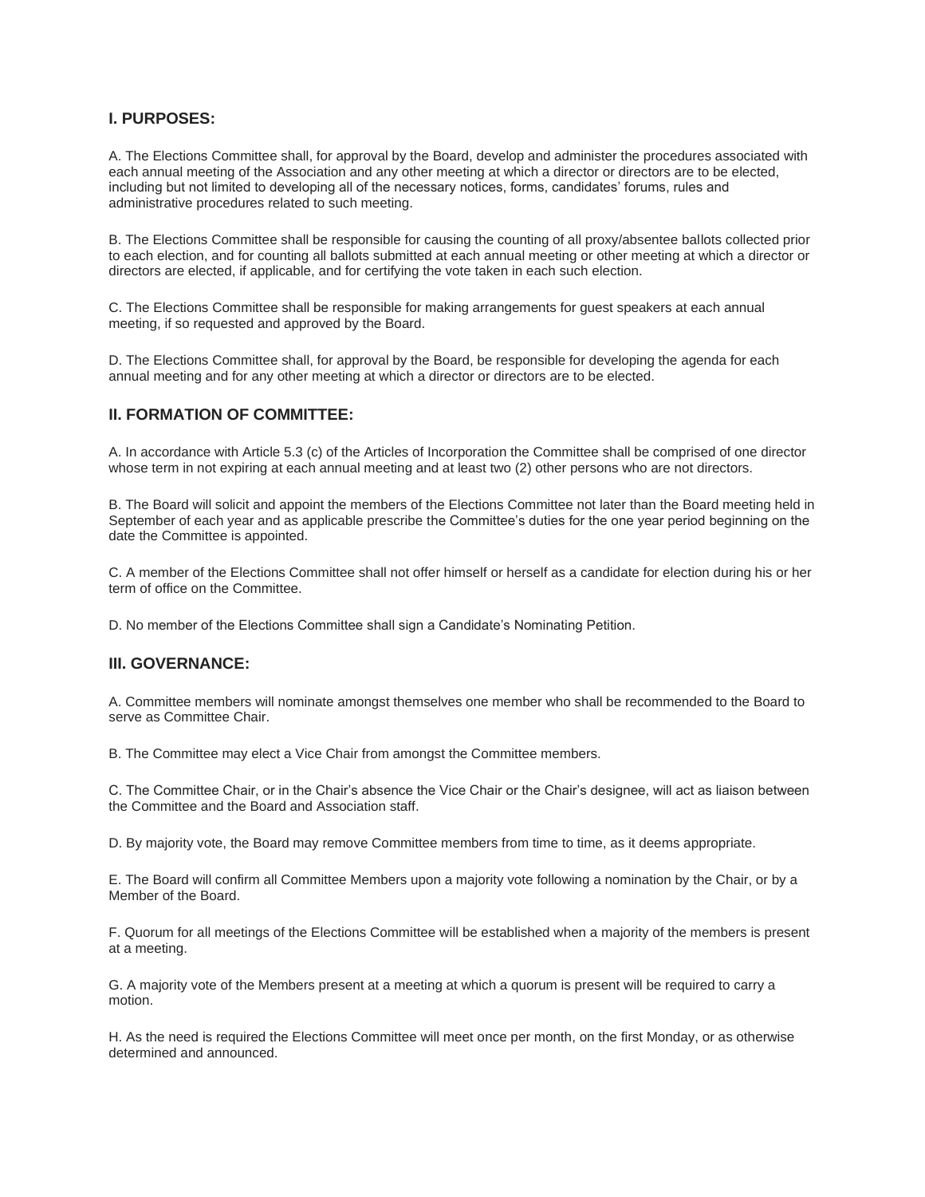## I. PURPOSES:

A. The Elections Committee shall, for approval by the Board, develop and administer the procedures associated with each annual meeting of the Association and any other meeting at which a director or directors are to be elected, including but not limited to developing all of the necessary notices, forms, candidates' forums, rules and administrative procedures related to such meeting.

B. The Elections Committee shall be responsible for causing the counting of all proxy/absentee ballots collected prior to each election, and for counting all ballots submitted at each annual meeting or other meeting at which a director or directors are elected, if applicable, and for certifying the vote taken in each such election.

C. The Elections Committee shall be responsible for making arrangements for guest speakers at each annual meeting, if so requested and approved by the Board.

D. The Elections Committee shall, for approval by the Board, be responsible for developing the agenda for each annual meeting and for any other meeting at which a director or directors are to be elected.

## II. FORMATION OF COMMITTEE:

A. In accordance with Article 5.3 (c) of the Articles of Incorporation the Committee shall be comprised of one director whose term in not expiring at each annual meeting and at least two (2) other persons who are not directors.

B. The Board will solicit and appoint the members of the Elections Committee not later than the Board meeting held in September of each year and as applicable prescribe the Committee's duties for the one year period beginning on the date the Committee is appointed.

C. A member of the Elections Committee shall not offer himself or herself as a candidate for election during his or her term of office on the Committee.

D. No member of the Elections Committee shall sign a Candidate's Nominating Petition.

## III. GOVERNANCE:

A. Committee members will nominate amongst themselves one member who shall be recommended to the Board to serve as Committee Chair.

B. The Committee may elect a Vice Chair from amongst the Committee members.

C. The Committee Chair, or in the Chair's absence the Vice Chair or the Chair's designee, will act as liaison between the Committee and the Board and Association staff.

D. By majority vote, the Board may remove Committee members from time to time, as it deems appropriate.

E. The Board will confirm all Committee Members upon a majority vote following a nomination by the Chair, or by a Member of the Board.

F. Quorum for all meetings of the Elections Committee will be established when a majority of the members is present at a meeting.

G. A majority vote of the Members present at a meeting at which a quorum is present will be required to carry a motion.

H. As the need is required the Elections Committee will meet once per month, on the first Monday, or as otherwise determined and announced.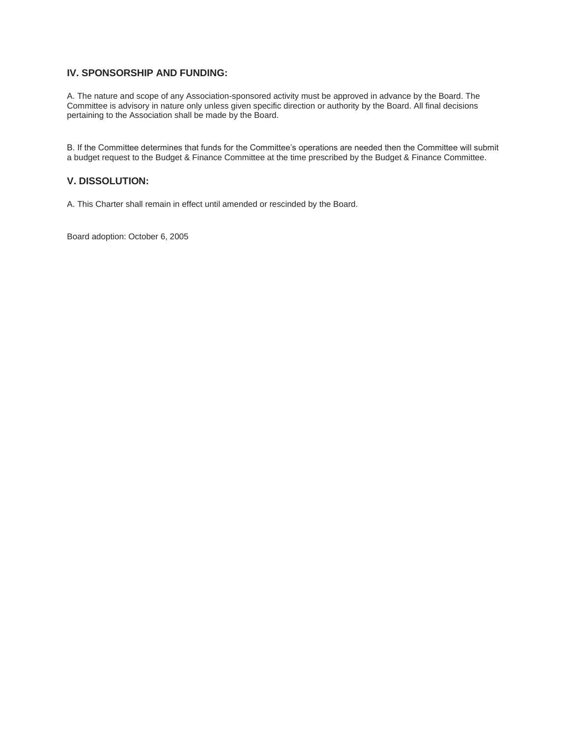## IV. SPONSORSHIP AND FUNDING:

A. The nature and scope of any Association-sponsored activity must be approved in advance by the Board. The Committee is advisory in nature only unless given specific direction or authority by the Board. All final decisions pertaining to the Association shall be made by the Board.

B. If the Committee determines that funds for the Committee's operations are needed then the Committee will submit a budget request to the Budget & Finance Committee at the time prescribed by the Budget & Finance Committee.

## V. DISSOLUTION:

A. This Charter shall remain in effect until amended or rescinded by the Board.

Board adoption: October 6, 2005